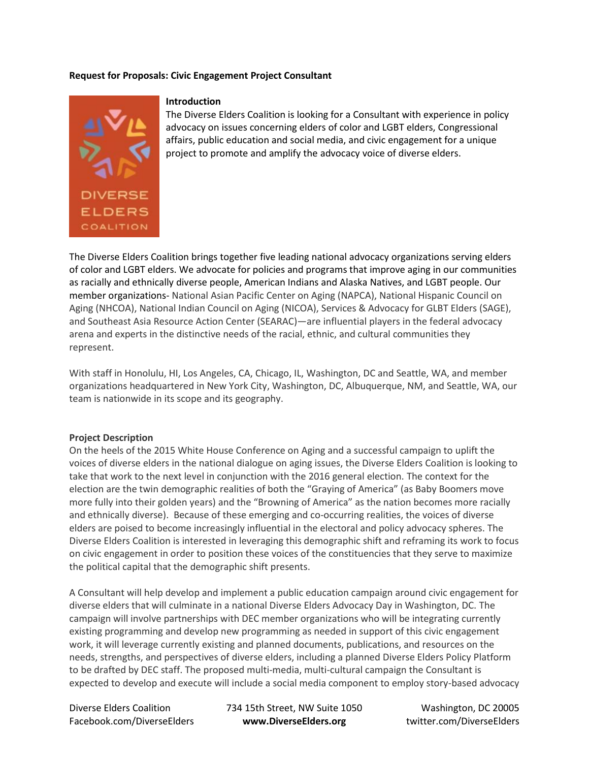**Request for Proposals: Civic Engagement Project Consultant**

**Introduction**

The Diverse Elders Coalition is looking for a Consultant with experience in policy advocacy on issues concerning elders of color and LGBT elders, Congressional affairs, public education and social media, and civic engagement for a unique project to promote and amplify the advocacy voice of diverse elders.

The Diverse Elders Coalition brings together five leading national advocacy organizations serving elders of color and LGBT elders. We advocate for policies and programs that improve aging in our communities as racially and ethnically diverse people, American Indians and Alaska Natives, and LGBT people. Our member organizations- National Asian Pacific Center on Aging (NAPCA), National Hispanic Council on Aging (NHCOA), National Indian Council on Aging (NICOA), Services & Advocacy for GLBT Elders (SAGE), and Southeast Asia Resource Action Center (SEARAC)—are influential players in the federal advocacy arena and experts in the distinctive needs of the racial, ethnic, and cultural communities they represent.

With staff in Honolulu, HI, Los Angeles, CA, Chicago, IL, Washington, DC and Seattle, WA, and member organizations headquartered in New York City, Washington, DC, Albuquerque, NM, and Seattle, WA, our team is nationwide in its scope and its geography.

**Project Description**

On the heels of the 2015 White House Conference on Aging and a successful campaign to uplift the voices of diverse elders in the national dialogue on aging issues, the Diverse Elders Coalition is looking to take that work to the next level in conjunction with the 2016 general election. The context for the election are the twin demographic realities of both the "Graying of America" (as Baby Boomers move more fully into their golden years) and the "Browning of America" as the nation becomes more racially and ethnically diverse). Because of these emerging and co-occurring realities, the voices of diverse elders are poised to become increasingly influential in the electoral and policy advocacy spheres. The Diverse Elders Coalition is interested in leveraging this demographic shift and reframing its work to focus on civic engagement in order to position these voices of the constituencies that they serve to maximize the political capital that the demographic shift presents.

A Consultant will help develop and implement a public education campaign around civic engagement for diverse elders that will culminate in a national Diverse Elders Advocacy Day in Washington, DC. The campaign will involve partnerships with DEC member organizations who will be integrating currently existing programming and develop new programming as needed in support of this civic engagement work, it will leverage currently existing and planned documents, publications, and resources on the needs, strengths, and perspectives of diverse elders, including a planned Diverse Elders Policy Platform to be drafted by DEC staff. The proposed multi-media, multi-cultural campaign the Consultant is expected to develop and execute will include a social media component to employ story-based advocacy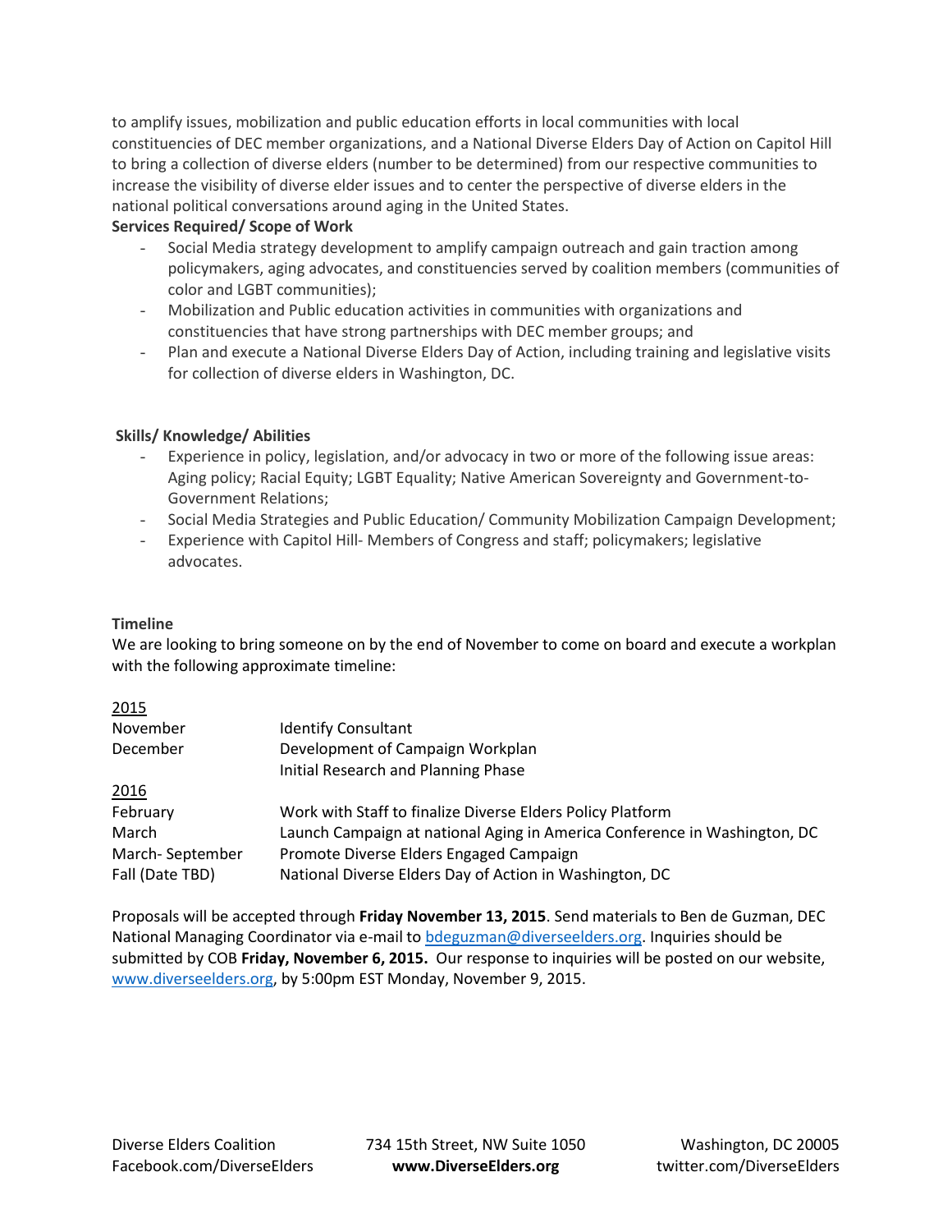to amplify issues, mobilization and public education efforts in local communities with local constituencies of DEC member organizations, and a National Diverse Elders Day of Action on Capitol Hill to bring a collection of diverse elders (number to be determined) from our respective communities to increase the visibility of diverse elder issues and to center the perspective of diverse elders in the national political conversations around aging in the United States.

**Services Required/ Scope of Work**

- Social Media strategy development to amplify campaign outreach and gain traction among policymakers, aging advocates, and constituencies served by coalition members (communities of color and LGBT communities);
- Mobilization and Public education activities in communities with organizations and constituencies that have strong partnerships with DEC member groups; and
- Plan and execute a National Diverse Elders Day of Action, including training and legislative visits for collection of diverse elders in Washington, DC.

**Skills/ Knowledge/ Abilities**

- Experience in policy, legislation, and/or advocacy in two or more of the following issue areas: Aging policy; Racial Equity; LGBT Equality; Native American Sovereignty and Government-to-Government Relations;
- Social Media Strategies and Public Education/ Community Mobilization Campaign Development;
- Experience with Capitol Hill- Members of Congress and staff; policymakers; legislative advocates.

**Timeline**

We are looking to bring someone on by the end of November to come on board and execute a workplan with the following approximate timeline:

| | |
|---|---|
| <u>2015</u> | |
| November | Identify Consultant |
| December | Development of Campaign Workplan |
| | Initial Research and Planning Phase |
| <u>2016</u> | |
| February | Work with Staff to finalize Diverse Elders Policy Platform |
| March | Launch Campaign at national Aging in America Conference in Washington, DC |
| March- September | Promote Diverse Elders Engaged Campaign |
| Fall (Date TBD) | National Diverse Elders Day of Action in Washington, DC |

Proposals will be accepted through **Friday November 13, 2015**. Send materials to Ben de Guzman, DEC National Managing Coordinator via e-mail to bdeguzman@diverseelders.org. Inquiries should be submitted by COB **Friday, November 6, 2015.** Our response to inquiries will be posted on our website, www.diverseelders.org, by 5:00pm EST Monday, November 9, 2015.